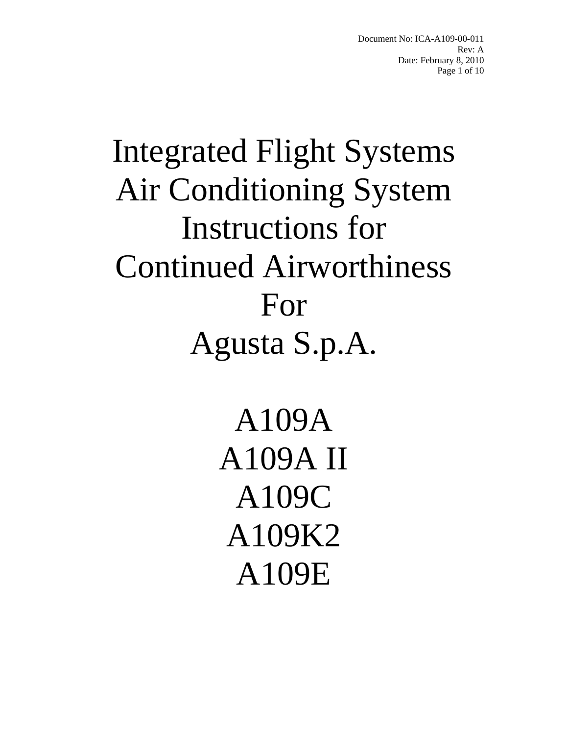Document No: ICA-A109-00-011
Rev: A
Date: February 8, 2010

# Integrated Flight Systems Air Conditioning System Instructions for Continued Airworthiness For Agusta S.p.A.

## A109A
## A109A II
## A109C
## A109K2
## A109E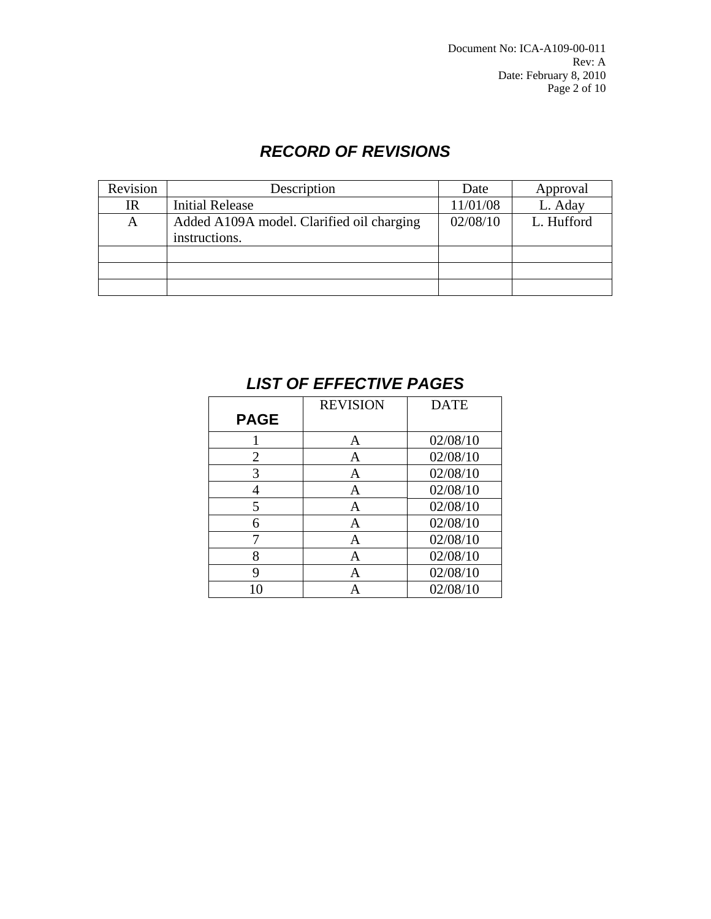## *RECORD OF REVISIONS*

| Revision | Description | Date | Approval |
|---|---|---|---|
| IR | Initial Release | 11/01/08 | L. Aday |
| A | Added A109A model. Clarified oil charging instructions. | 02/08/10 | L. Hufford |
| | | | |
| | | | |
| | | | |

## *LIST OF EFFECTIVE PAGES*

| PAGE | REVISION | DATE |
|---|---|---|
| 1 | A | 02/08/10 |
| 2 | A | 02/08/10 |
| 3 | A | 02/08/10 |
| 4 | A | 02/08/10 |
| 5 | A | 02/08/10 |
| 6 | A | 02/08/10 |
| 7 | A | 02/08/10 |
| 8 | A | 02/08/10 |
| 9 | A | 02/08/10 |
| 10 | A | 02/08/10 |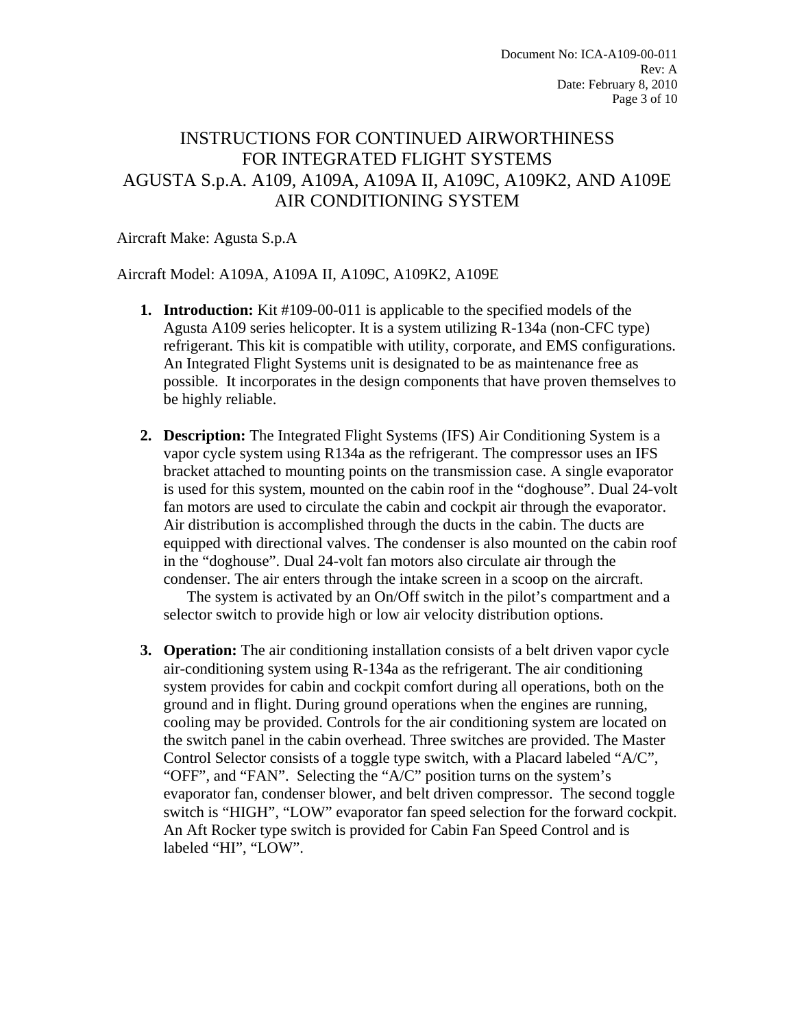# INSTRUCTIONS FOR CONTINUED AIRWORTHINESS FOR INTEGRATED FLIGHT SYSTEMS AGUSTA S.p.A. A109, A109A, A109A II, A109C, A109K2, AND A109E AIR CONDITIONING SYSTEM

Aircraft Make: Agusta S.p.A

Aircraft Model: A109A, A109A II, A109C, A109K2, A109E

1. **Introduction:** Kit #109-00-011 is applicable to the specified models of the Agusta A109 series helicopter. It is a system utilizing R-134a (non-CFC type) refrigerant. This kit is compatible with utility, corporate, and EMS configurations. An Integrated Flight Systems unit is designated to be as maintenance free as possible. It incorporates in the design components that have proven themselves to be highly reliable.

2. **Description:** The Integrated Flight Systems (IFS) Air Conditioning System is a vapor cycle system using R134a as the refrigerant. The compressor uses an IFS bracket attached to mounting points on the transmission case. A single evaporator is used for this system, mounted on the cabin roof in the "doghouse". Dual 24-volt fan motors are used to circulate the cabin and cockpit air through the evaporator. Air distribution is accomplished through the ducts in the cabin. The ducts are equipped with directional valves. The condenser is also mounted on the cabin roof in the "doghouse". Dual 24-volt fan motors also circulate air through the condenser. The air enters through the intake screen in a scoop on the aircraft.

   The system is activated by an On/Off switch in the pilot's compartment and a selector switch to provide high or low air velocity distribution options.

3. **Operation:** The air conditioning installation consists of a belt driven vapor cycle air-conditioning system using R-134a as the refrigerant. The air conditioning system provides for cabin and cockpit comfort during all operations, both on the ground and in flight. During ground operations when the engines are running, cooling may be provided. Controls for the air conditioning system are located on the switch panel in the cabin overhead. Three switches are provided. The Master Control Selector consists of a toggle type switch, with a Placard labeled "A/C", "OFF", and "FAN". Selecting the "A/C" position turns on the system's evaporator fan, condenser blower, and belt driven compressor. The second toggle switch is "HIGH", "LOW" evaporator fan speed selection for the forward cockpit. An Aft Rocker type switch is provided for Cabin Fan Speed Control and is labeled "HI", "LOW".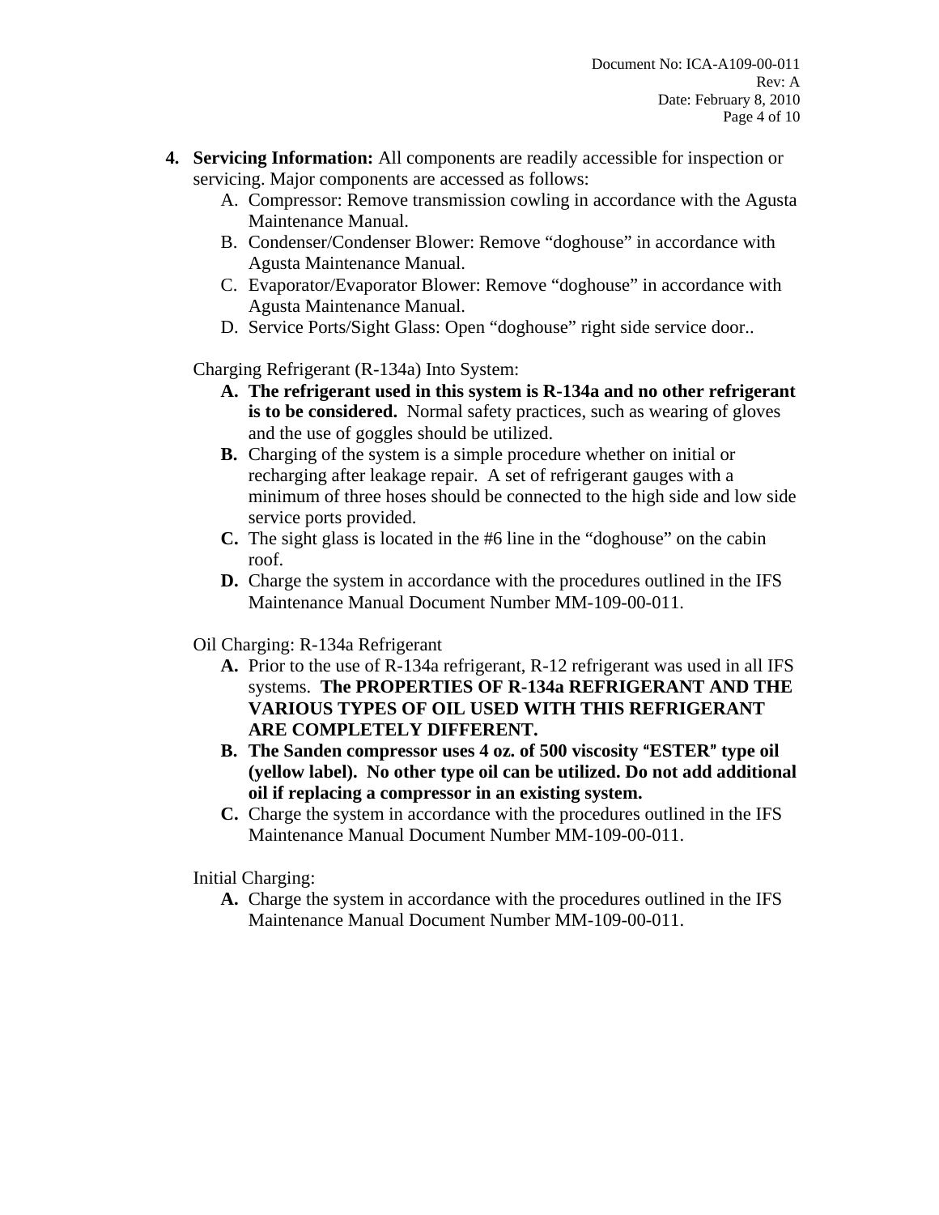4. **Servicing Information:** All components are readily accessible for inspection or servicing. Major components are accessed as follows:
   A. Compressor: Remove transmission cowling in accordance with the Agusta Maintenance Manual.
   B. Condenser/Condenser Blower: Remove "doghouse" in accordance with Agusta Maintenance Manual.
   C. Evaporator/Evaporator Blower: Remove "doghouse" in accordance with Agusta Maintenance Manual.
   D. Service Ports/Sight Glass: Open "doghouse" right side service door..

   Charging Refrigerant (R-134a) Into System:

   **A.** **The refrigerant used in this system is R-134a and no other refrigerant is to be considered.** Normal safety practices, such as wearing of gloves and the use of goggles should be utilized.
   **B.** Charging of the system is a simple procedure whether on initial or recharging after leakage repair. A set of refrigerant gauges with a minimum of three hoses should be connected to the high side and low side service ports provided.
   **C.** The sight glass is located in the #6 line in the "doghouse" on the cabin roof.
   **D.** Charge the system in accordance with the procedures outlined in the IFS Maintenance Manual Document Number MM-109-00-011.

   Oil Charging: R-134a Refrigerant

   **A.** Prior to the use of R-134a refrigerant, R-12 refrigerant was used in all IFS systems. **The PROPERTIES OF R-134a REFRIGERANT AND THE VARIOUS TYPES OF OIL USED WITH THIS REFRIGERANT ARE COMPLETELY DIFFERENT.**
   **B.** **The Sanden compressor uses 4 oz. of 500 viscosity "ESTER" type oil (yellow label). No other type oil can be utilized. Do not add additional oil if replacing a compressor in an existing system.**
   **C.** Charge the system in accordance with the procedures outlined in the IFS Maintenance Manual Document Number MM-109-00-011.

   Initial Charging:

   **A.** Charge the system in accordance with the procedures outlined in the IFS Maintenance Manual Document Number MM-109-00-011.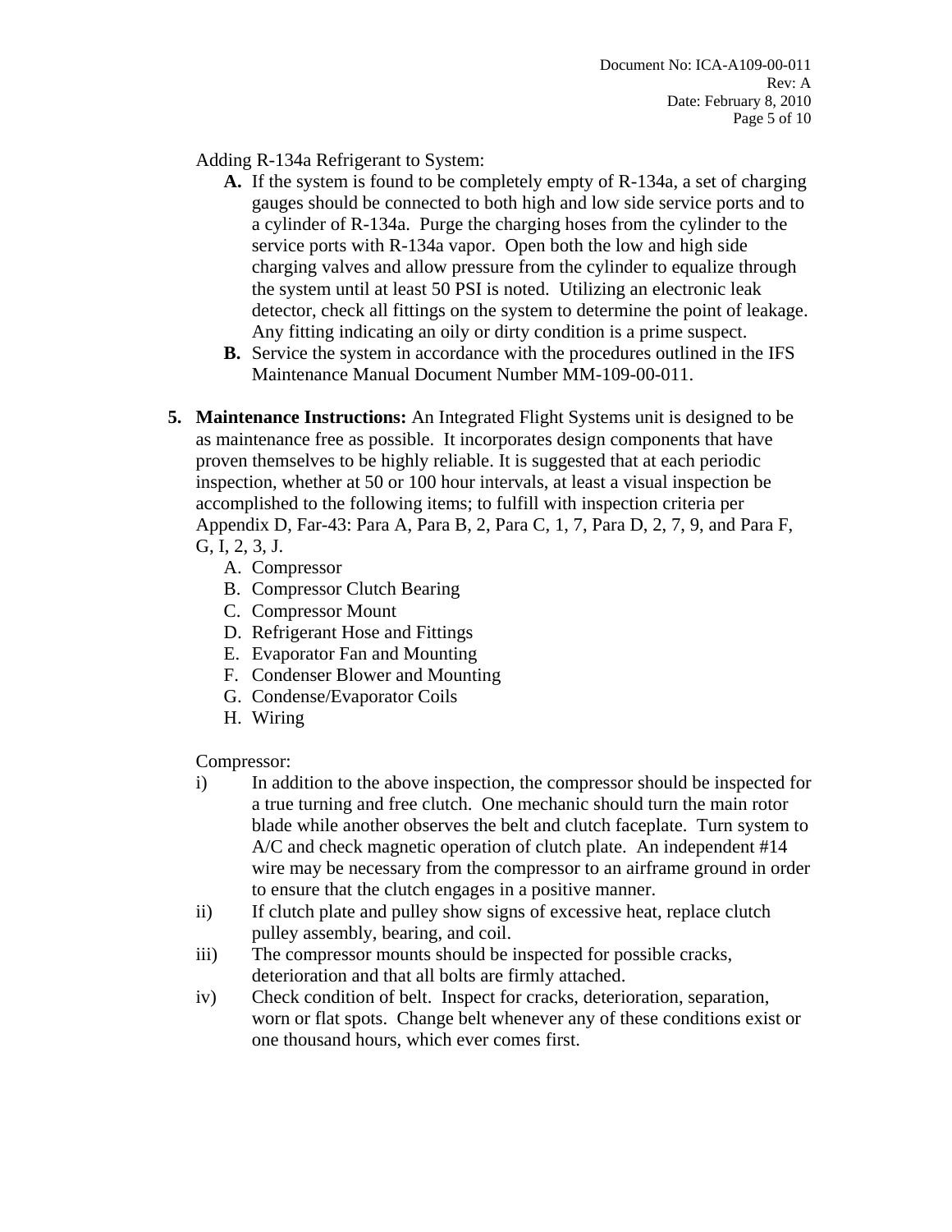Adding R-134a Refrigerant to System:

- **A.** If the system is found to be completely empty of R-134a, a set of charging gauges should be connected to both high and low side service ports and to a cylinder of R-134a. Purge the charging hoses from the cylinder to the service ports with R-134a vapor. Open both the low and high side charging valves and allow pressure from the cylinder to equalize through the system until at least 50 PSI is noted. Utilizing an electronic leak detector, check all fittings on the system to determine the point of leakage. Any fitting indicating an oily or dirty condition is a prime suspect.
- **B.** Service the system in accordance with the procedures outlined in the IFS Maintenance Manual Document Number MM-109-00-011.

**5. Maintenance Instructions:** An Integrated Flight Systems unit is designed to be as maintenance free as possible. It incorporates design components that have proven themselves to be highly reliable. It is suggested that at each periodic inspection, whether at 50 or 100 hour intervals, at least a visual inspection be accomplished to the following items; to fulfill with inspection criteria per Appendix D, Far-43: Para A, Para B, 2, Para C, 1, 7, Para D, 2, 7, 9, and Para F, G, I, 2, 3, J.

- A. Compressor
- B. Compressor Clutch Bearing
- C. Compressor Mount
- D. Refrigerant Hose and Fittings
- E. Evaporator Fan and Mounting
- F. Condenser Blower and Mounting
- G. Condense/Evaporator Coils
- H. Wiring

Compressor:

- i) In addition to the above inspection, the compressor should be inspected for a true turning and free clutch. One mechanic should turn the main rotor blade while another observes the belt and clutch faceplate. Turn system to A/C and check magnetic operation of clutch plate. An independent #14 wire may be necessary from the compressor to an airframe ground in order to ensure that the clutch engages in a positive manner.
- ii) If clutch plate and pulley show signs of excessive heat, replace clutch pulley assembly, bearing, and coil.
- iii) The compressor mounts should be inspected for possible cracks, deterioration and that all bolts are firmly attached.
- iv) Check condition of belt. Inspect for cracks, deterioration, separation, worn or flat spots. Change belt whenever any of these conditions exist or one thousand hours, which ever comes first.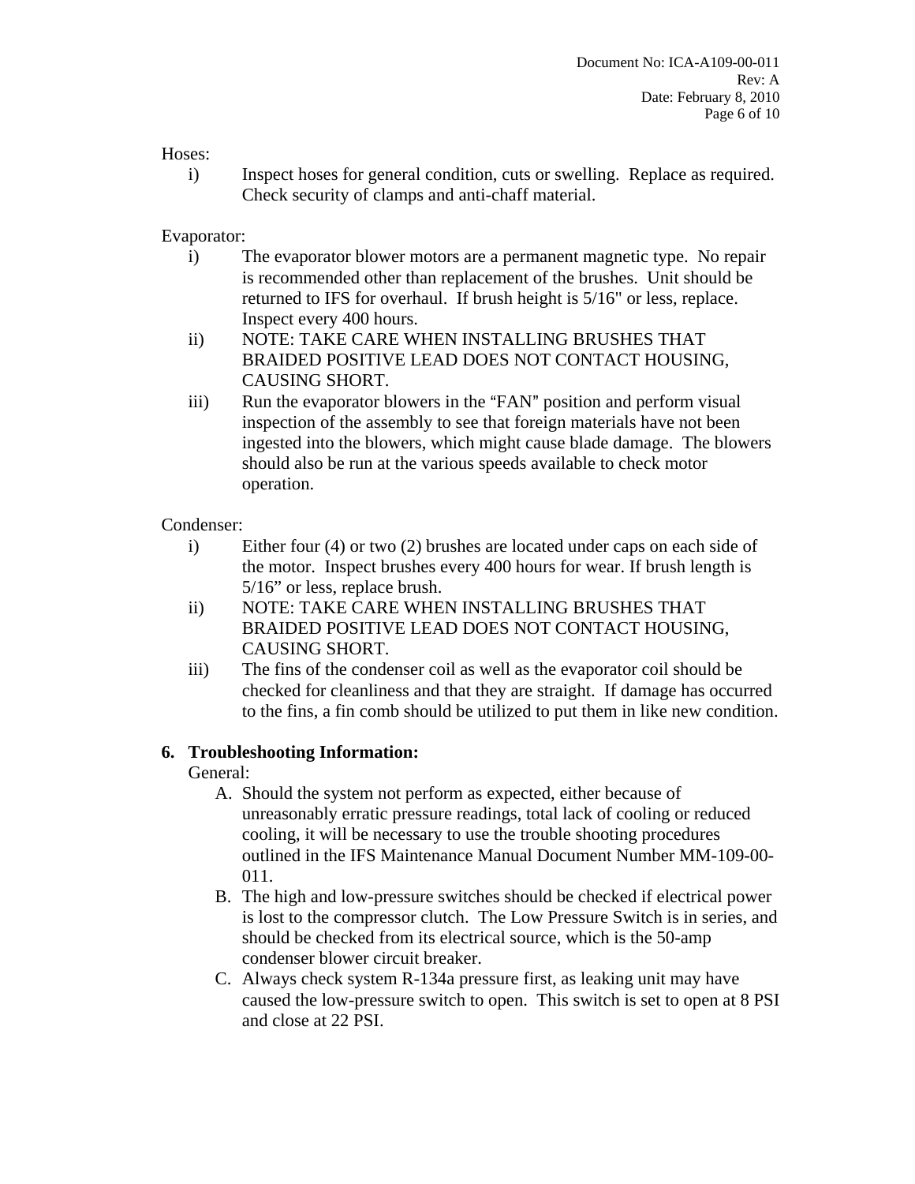Hoses:

i) Inspect hoses for general condition, cuts or swelling. Replace as required. Check security of clamps and anti-chaff material.

Evaporator:

i) The evaporator blower motors are a permanent magnetic type. No repair is recommended other than replacement of the brushes. Unit should be returned to IFS for overhaul. If brush height is 5/16" or less, replace. Inspect every 400 hours.
ii) NOTE: TAKE CARE WHEN INSTALLING BRUSHES THAT BRAIDED POSITIVE LEAD DOES NOT CONTACT HOUSING, CAUSING SHORT.
iii) Run the evaporator blowers in the "FAN" position and perform visual inspection of the assembly to see that foreign materials have not been ingested into the blowers, which might cause blade damage. The blowers should also be run at the various speeds available to check motor operation.

Condenser:

i) Either four (4) or two (2) brushes are located under caps on each side of the motor. Inspect brushes every 400 hours for wear. If brush length is 5/16" or less, replace brush.
ii) NOTE: TAKE CARE WHEN INSTALLING BRUSHES THAT BRAIDED POSITIVE LEAD DOES NOT CONTACT HOUSING, CAUSING SHORT.
iii) The fins of the condenser coil as well as the evaporator coil should be checked for cleanliness and that they are straight. If damage has occurred to the fins, a fin comb should be utilized to put them in like new condition.

## 6. Troubleshooting Information:

General:

A. Should the system not perform as expected, either because of unreasonably erratic pressure readings, total lack of cooling or reduced cooling, it will be necessary to use the trouble shooting procedures outlined in the IFS Maintenance Manual Document Number MM-109-00-011.
B. The high and low-pressure switches should be checked if electrical power is lost to the compressor clutch. The Low Pressure Switch is in series, and should be checked from its electrical source, which is the 50-amp condenser blower circuit breaker.
C. Always check system R-134a pressure first, as leaking unit may have caused the low-pressure switch to open. This switch is set to open at 8 PSI and close at 22 PSI.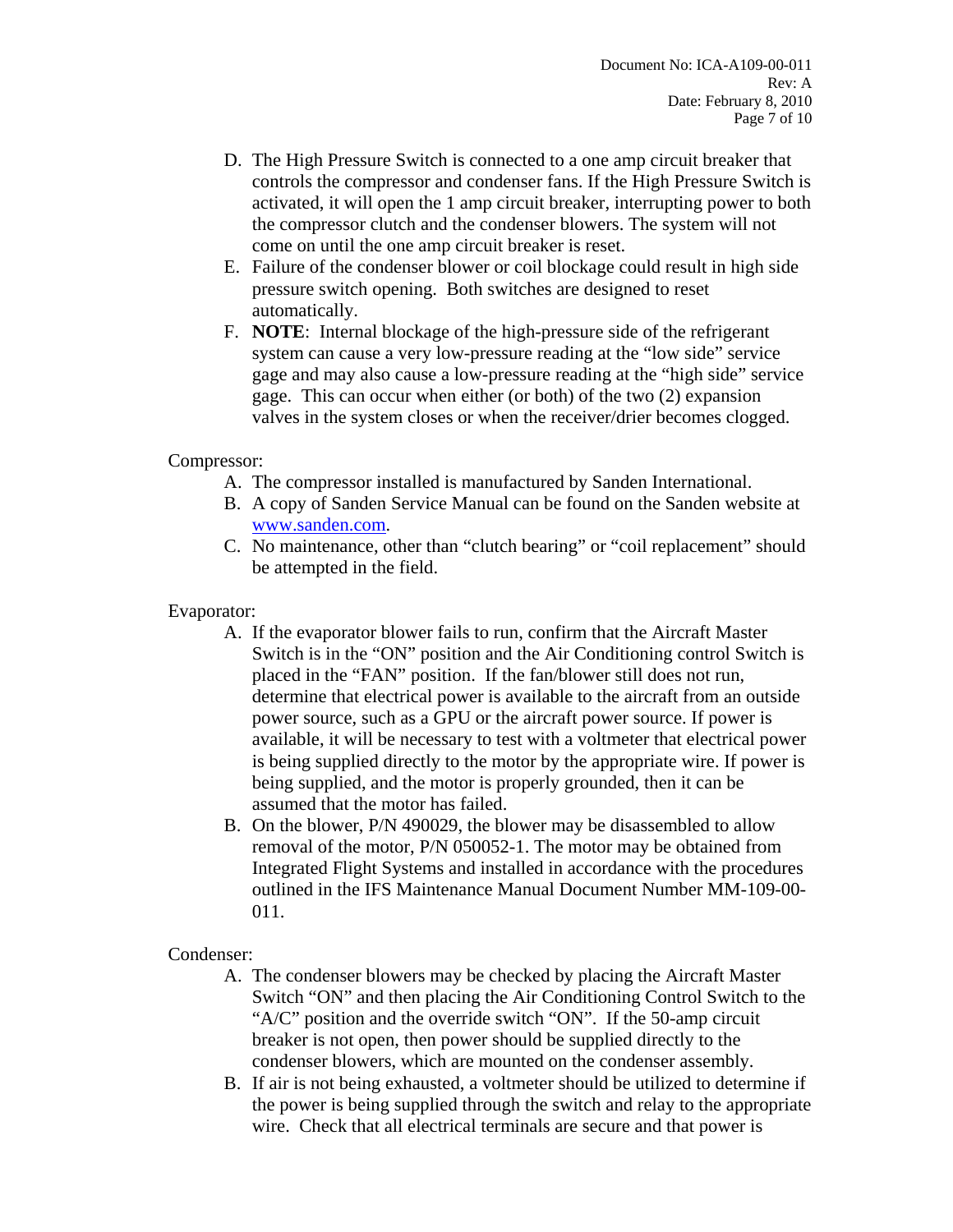D. The High Pressure Switch is connected to a one amp circuit breaker that controls the compressor and condenser fans. If the High Pressure Switch is activated, it will open the 1 amp circuit breaker, interrupting power to both the compressor clutch and the condenser blowers. The system will not come on until the one amp circuit breaker is reset.
E. Failure of the condenser blower or coil blockage could result in high side pressure switch opening. Both switches are designed to reset automatically.
F. **NOTE**: Internal blockage of the high-pressure side of the refrigerant system can cause a very low-pressure reading at the "low side" service gage and may also cause a low-pressure reading at the "high side" service gage. This can occur when either (or both) of the two (2) expansion valves in the system closes or when the receiver/drier becomes clogged.

Compressor:

A. The compressor installed is manufactured by Sanden International.
B. A copy of Sanden Service Manual can be found on the Sanden website at www.sanden.com.
C. No maintenance, other than "clutch bearing" or "coil replacement" should be attempted in the field.

Evaporator:

A. If the evaporator blower fails to run, confirm that the Aircraft Master Switch is in the "ON" position and the Air Conditioning control Switch is placed in the "FAN" position. If the fan/blower still does not run, determine that electrical power is available to the aircraft from an outside power source, such as a GPU or the aircraft power source. If power is available, it will be necessary to test with a voltmeter that electrical power is being supplied directly to the motor by the appropriate wire. If power is being supplied, and the motor is properly grounded, then it can be assumed that the motor has failed.
B. On the blower, P/N 490029, the blower may be disassembled to allow removal of the motor, P/N 050052-1. The motor may be obtained from Integrated Flight Systems and installed in accordance with the procedures outlined in the IFS Maintenance Manual Document Number MM-109-00-011.

Condenser:

A. The condenser blowers may be checked by placing the Aircraft Master Switch "ON" and then placing the Air Conditioning Control Switch to the "A/C" position and the override switch "ON". If the 50-amp circuit breaker is not open, then power should be supplied directly to the condenser blowers, which are mounted on the condenser assembly.
B. If air is not being exhausted, a voltmeter should be utilized to determine if the power is being supplied through the switch and relay to the appropriate wire. Check that all electrical terminals are secure and that power is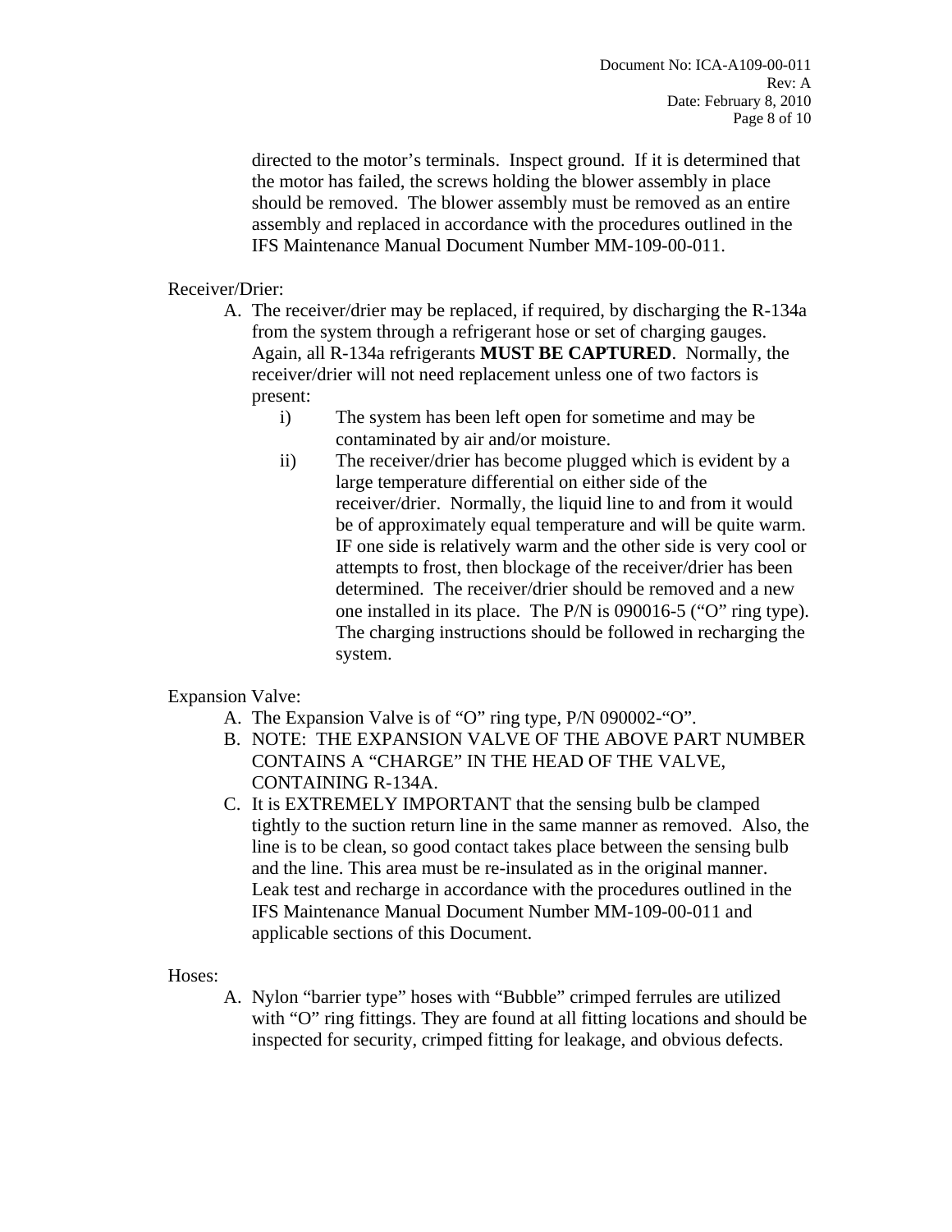directed to the motor's terminals. Inspect ground. If it is determined that the motor has failed, the screws holding the blower assembly in place should be removed. The blower assembly must be removed as an entire assembly and replaced in accordance with the procedures outlined in the IFS Maintenance Manual Document Number MM-109-00-011.

Receiver/Drier:

A. The receiver/drier may be replaced, if required, by discharging the R-134a from the system through a refrigerant hose or set of charging gauges. Again, all R-134a refrigerants **MUST BE CAPTURED**. Normally, the receiver/drier will not need replacement unless one of two factors is present:
    - i) The system has been left open for sometime and may be contaminated by air and/or moisture.
    - ii) The receiver/drier has become plugged which is evident by a large temperature differential on either side of the receiver/drier. Normally, the liquid line to and from it would be of approximately equal temperature and will be quite warm. IF one side is relatively warm and the other side is very cool or attempts to frost, then blockage of the receiver/drier has been determined. The receiver/drier should be removed and a new one installed in its place. The P/N is 090016-5 ("O" ring type). The charging instructions should be followed in recharging the system.

Expansion Valve:

A. The Expansion Valve is of "O" ring type, P/N 090002-"O".

B. NOTE: THE EXPANSION VALVE OF THE ABOVE PART NUMBER CONTAINS A "CHARGE" IN THE HEAD OF THE VALVE, CONTAINING R-134A.

C. It is EXTREMELY IMPORTANT that the sensing bulb be clamped tightly to the suction return line in the same manner as removed. Also, the line is to be clean, so good contact takes place between the sensing bulb and the line. This area must be re-insulated as in the original manner. Leak test and recharge in accordance with the procedures outlined in the IFS Maintenance Manual Document Number MM-109-00-011 and applicable sections of this Document.

Hoses:

A. Nylon "barrier type" hoses with "Bubble" crimped ferrules are utilized with "O" ring fittings. They are found at all fitting locations and should be inspected for security, crimped fitting for leakage, and obvious defects.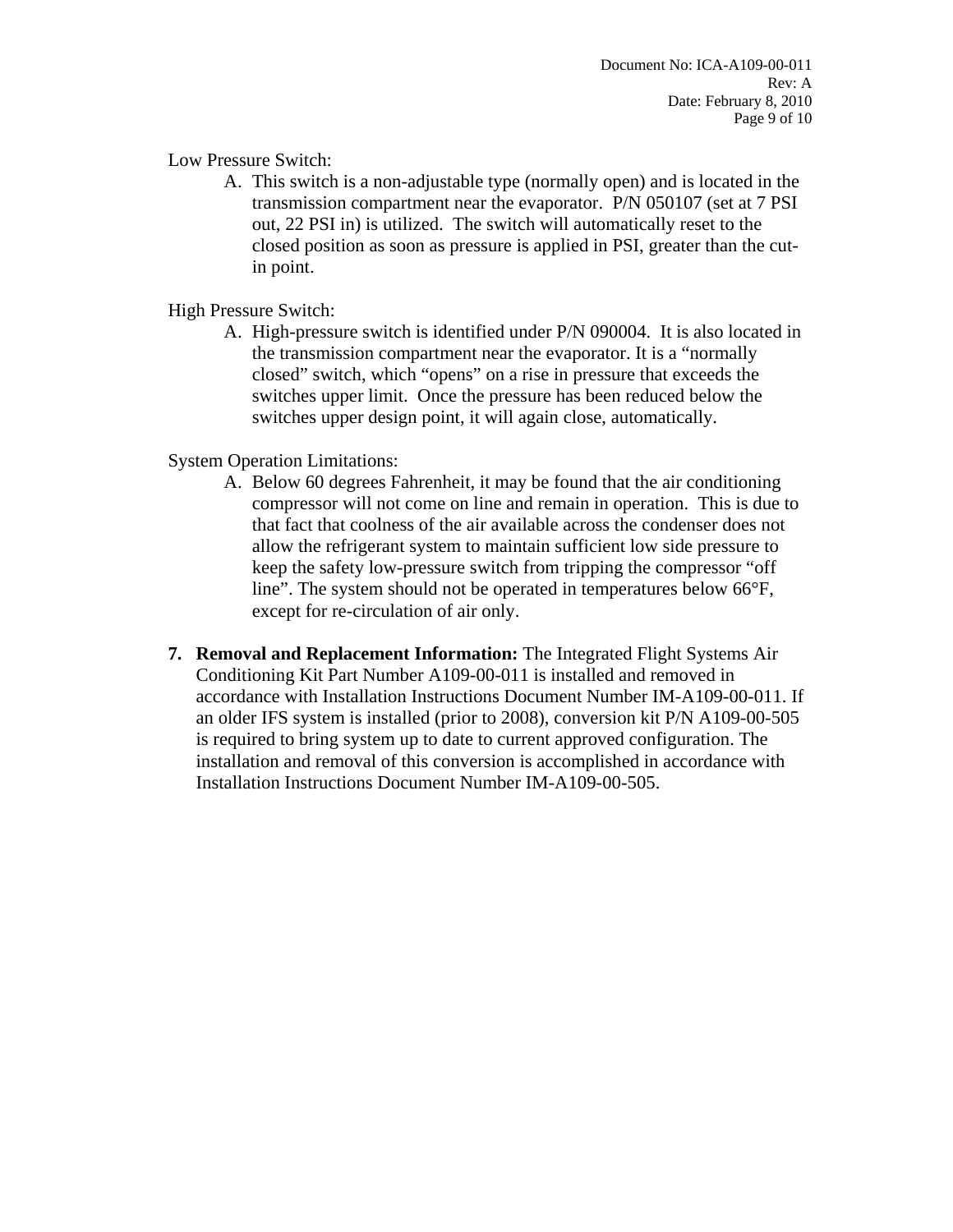Low Pressure Switch:

A. This switch is a non-adjustable type (normally open) and is located in the transmission compartment near the evaporator. P/N 050107 (set at 7 PSI out, 22 PSI in) is utilized. The switch will automatically reset to the closed position as soon as pressure is applied in PSI, greater than the cut-in point.

High Pressure Switch:

A. High-pressure switch is identified under P/N 090004. It is also located in the transmission compartment near the evaporator. It is a "normally closed" switch, which "opens" on a rise in pressure that exceeds the switches upper limit. Once the pressure has been reduced below the switches upper design point, it will again close, automatically.

System Operation Limitations:

A. Below 60 degrees Fahrenheit, it may be found that the air conditioning compressor will not come on line and remain in operation. This is due to that fact that coolness of the air available across the condenser does not allow the refrigerant system to maintain sufficient low side pressure to keep the safety low-pressure switch from tripping the compressor "off line". The system should not be operated in temperatures below 66°F, except for re-circulation of air only.

7. **Removal and Replacement Information:** The Integrated Flight Systems Air Conditioning Kit Part Number A109-00-011 is installed and removed in accordance with Installation Instructions Document Number IM-A109-00-011. If an older IFS system is installed (prior to 2008), conversion kit P/N A109-00-505 is required to bring system up to date to current approved configuration. The installation and removal of this conversion is accomplished in accordance with Installation Instructions Document Number IM-A109-00-505.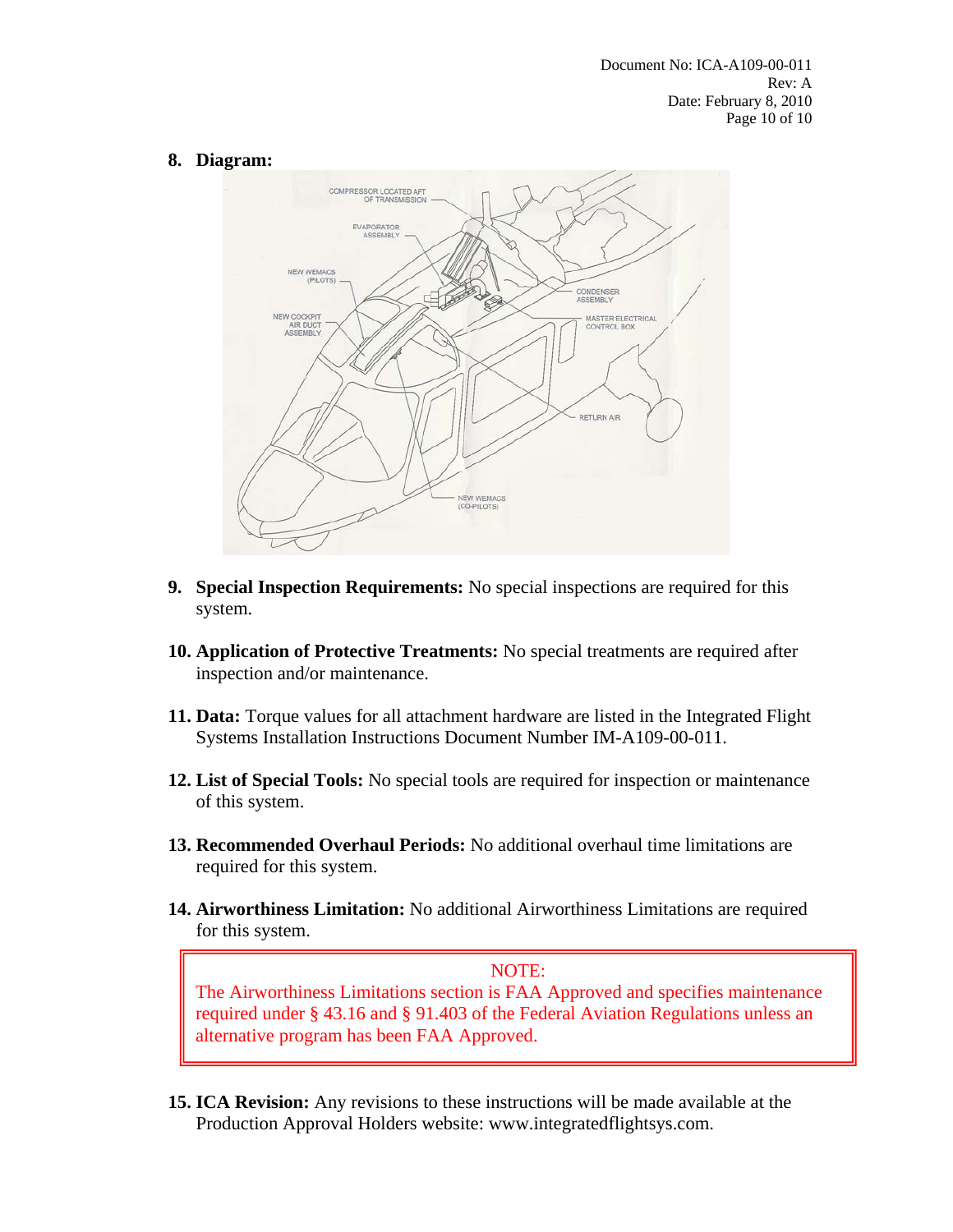8. **Diagram:**

COMPRESSOR LOCATED AFT OF TRANSMISSION

EVAPORATOR ASSEMBLY

NEW WEMACS (PILOTS)

NEW COCKPIT AIR DUCT ASSEMBLY

CONDENSER ASSEMBLY

MASTER ELECTRICAL CONTROL BOX

RETURN AIR

NEW WEMACS (CO-PILOTS)

9. **Special Inspection Requirements:** No special inspections are required for this system.

10. **Application of Protective Treatments:** No special treatments are required after inspection and/or maintenance.

11. **Data:** Torque values for all attachment hardware are listed in the Integrated Flight Systems Installation Instructions Document Number IM-A109-00-011.

12. **List of Special Tools:** No special tools are required for inspection or maintenance of this system.

13. **Recommended Overhaul Periods:** No additional overhaul time limitations are required for this system.

14. **Airworthiness Limitation:** No additional Airworthiness Limitations are required for this system.

> NOTE:
> The Airworthiness Limitations section is FAA Approved and specifies maintenance required under § 43.16 and § 91.403 of the Federal Aviation Regulations unless an alternative program has been FAA Approved.

15. **ICA Revision:** Any revisions to these instructions will be made available at the Production Approval Holders website: www.integratedflightsys.com.